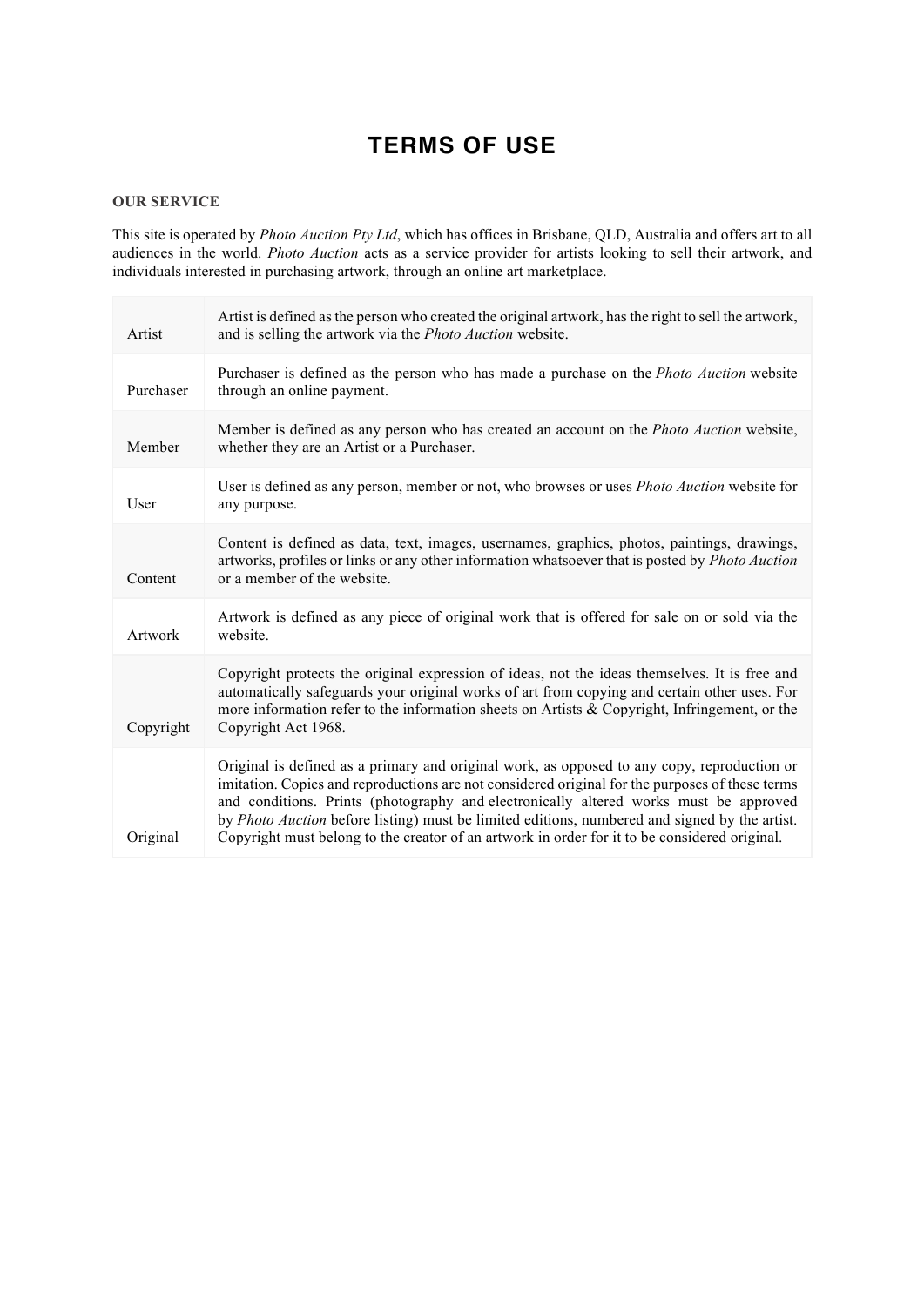# TERMS OF USE

## OUR SERVICE

This site is operated by *Photo Auction Pty Ltd*, which has offices in Brisbane, QLD, Australia and offers art to all audiences in the world. *Photo Auction* acts as a service provider for artists looking to sell their artwork, and individuals interested in purchasing artwork, through an online art marketplace.

| | |
|---|---|
| Artist | Artist is defined as the person who created the original artwork, has the right to sell the artwork, and is selling the artwork via the *Photo Auction* website. |
| Purchaser | Purchaser is defined as the person who has made a purchase on the *Photo Auction* website through an online payment. |
| Member | Member is defined as any person who has created an account on the *Photo Auction* website, whether they are an Artist or a Purchaser. |
| User | User is defined as any person, member or not, who browses or uses *Photo Auction* website for any purpose. |
| Content | Content is defined as data, text, images, usernames, graphics, photos, paintings, drawings, artworks, profiles or links or any other information whatsoever that is posted by *Photo Auction* or a member of the website. |
| Artwork | Artwork is defined as any piece of original work that is offered for sale on or sold via the website. |
| Copyright | Copyright protects the original expression of ideas, not the ideas themselves. It is free and automatically safeguards your original works of art from copying and certain other uses. For more information refer to the information sheets on Artists & Copyright, Infringement, or the Copyright Act 1968. |
| Original | Original is defined as a primary and original work, as opposed to any copy, reproduction or imitation. Copies and reproductions are not considered original for the purposes of these terms and conditions. Prints (photography and electronically altered works must be approved by *Photo Auction* before listing) must be limited editions, numbered and signed by the artist. Copyright must belong to the creator of an artwork in order for it to be considered original. |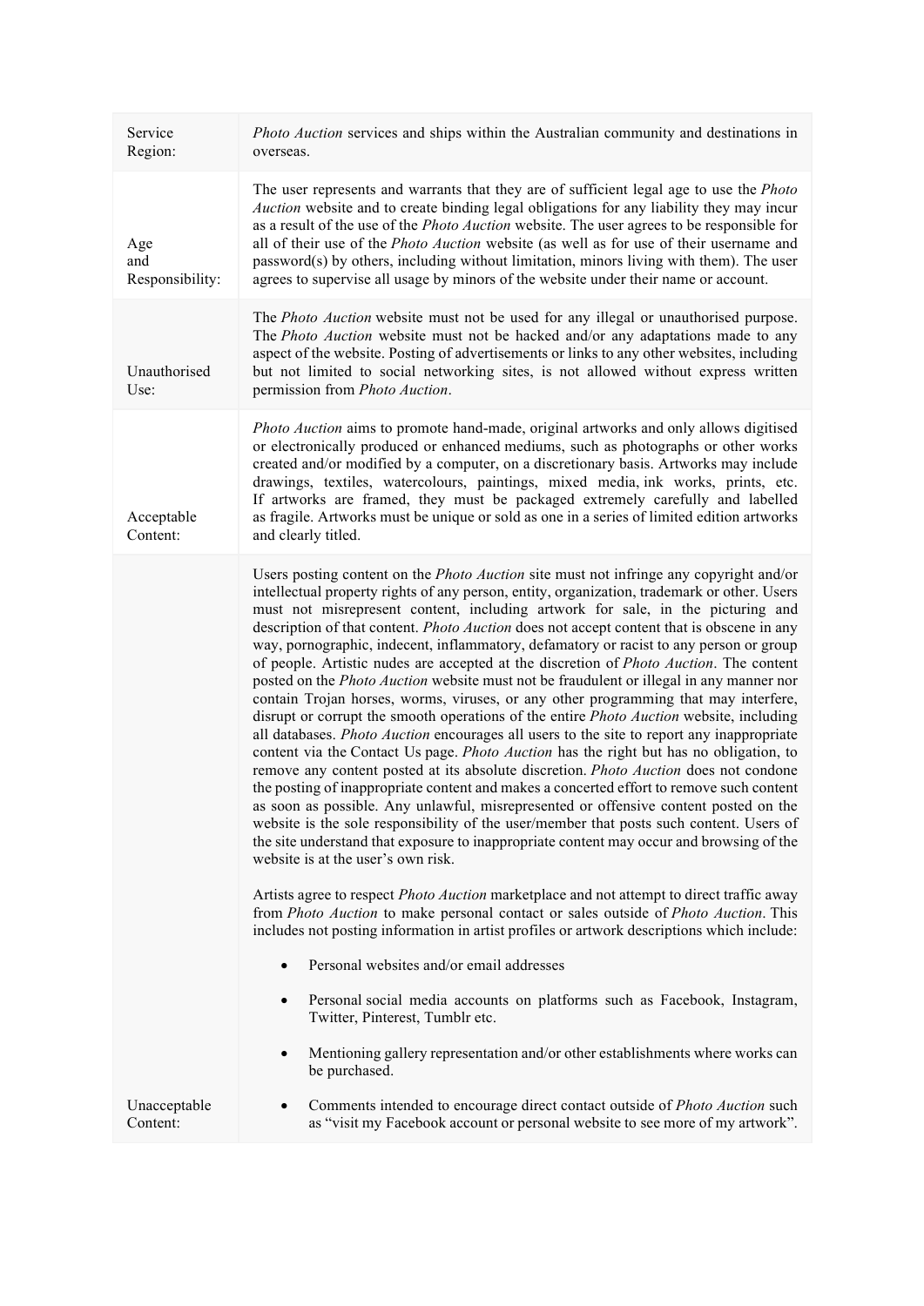| | |
|---|---|
| Service Region: | *Photo Auction* services and ships within the Australian community and destinations in overseas. |
| Age and Responsibility: | The user represents and warrants that they are of sufficient legal age to use the *Photo Auction* website and to create binding legal obligations for any liability they may incur as a result of the use of the *Photo Auction* website. The user agrees to be responsible for all of their use of the *Photo Auction* website (as well as for use of their username and password(s) by others, including without limitation, minors living with them). The user agrees to supervise all usage by minors of the website under their name or account. |
| Unauthorised Use: | The *Photo Auction* website must not be used for any illegal or unauthorised purpose. The *Photo Auction* website must not be hacked and/or any adaptations made to any aspect of the website. Posting of advertisements or links to any other websites, including but not limited to social networking sites, is not allowed without express written permission from *Photo Auction*. |
| Acceptable Content: | *Photo Auction* aims to promote hand-made, original artworks and only allows digitised or electronically produced or enhanced mediums, such as photographs or other works created and/or modified by a computer, on a discretionary basis. Artworks may include drawings, textiles, watercolours, paintings, mixed media, ink works, prints, etc. If artworks are framed, they must be packaged extremely carefully and labelled as fragile. Artworks must be unique or sold as one in a series of limited edition artworks and clearly titled. |
| Unacceptable Content: | Users posting content on the *Photo Auction* site must not infringe any copyright and/or intellectual property rights of any person, entity, organization, trademark or other. Users must not misrepresent content, including artwork for sale, in the picturing and description of that content. *Photo Auction* does not accept content that is obscene in any way, pornographic, indecent, inflammatory, defamatory or racist to any person or group of people. Artistic nudes are accepted at the discretion of *Photo Auction*. The content posted on the *Photo Auction* website must not be fraudulent or illegal in any manner nor contain Trojan horses, worms, viruses, or any other programming that may interfere, disrupt or corrupt the smooth operations of the entire *Photo Auction* website, including all databases. *Photo Auction* encourages all users to the site to report any inappropriate content via the Contact Us page. *Photo Auction* has the right but has no obligation, to remove any content posted at its absolute discretion. *Photo Auction* does not condone the posting of inappropriate content and makes a concerted effort to remove such content as soon as possible. Any unlawful, misrepresented or offensive content posted on the website is the sole responsibility of the user/member that posts such content. Users of the site understand that exposure to inappropriate content may occur and browsing of the website is at the user's own risk.<br><br>Artists agree to respect *Photo Auction* marketplace and not attempt to direct traffic away from *Photo Auction* to make personal contact or sales outside of *Photo Auction*. This includes not posting information in artist profiles or artwork descriptions which include:<br><br>• Personal websites and/or email addresses<br>• Personal social media accounts on platforms such as Facebook, Instagram, Twitter, Pinterest, Tumblr etc.<br>• Mentioning gallery representation and/or other establishments where works can be purchased.<br>• Comments intended to encourage direct contact outside of *Photo Auction* such as "visit my Facebook account or personal website to see more of my artwork". |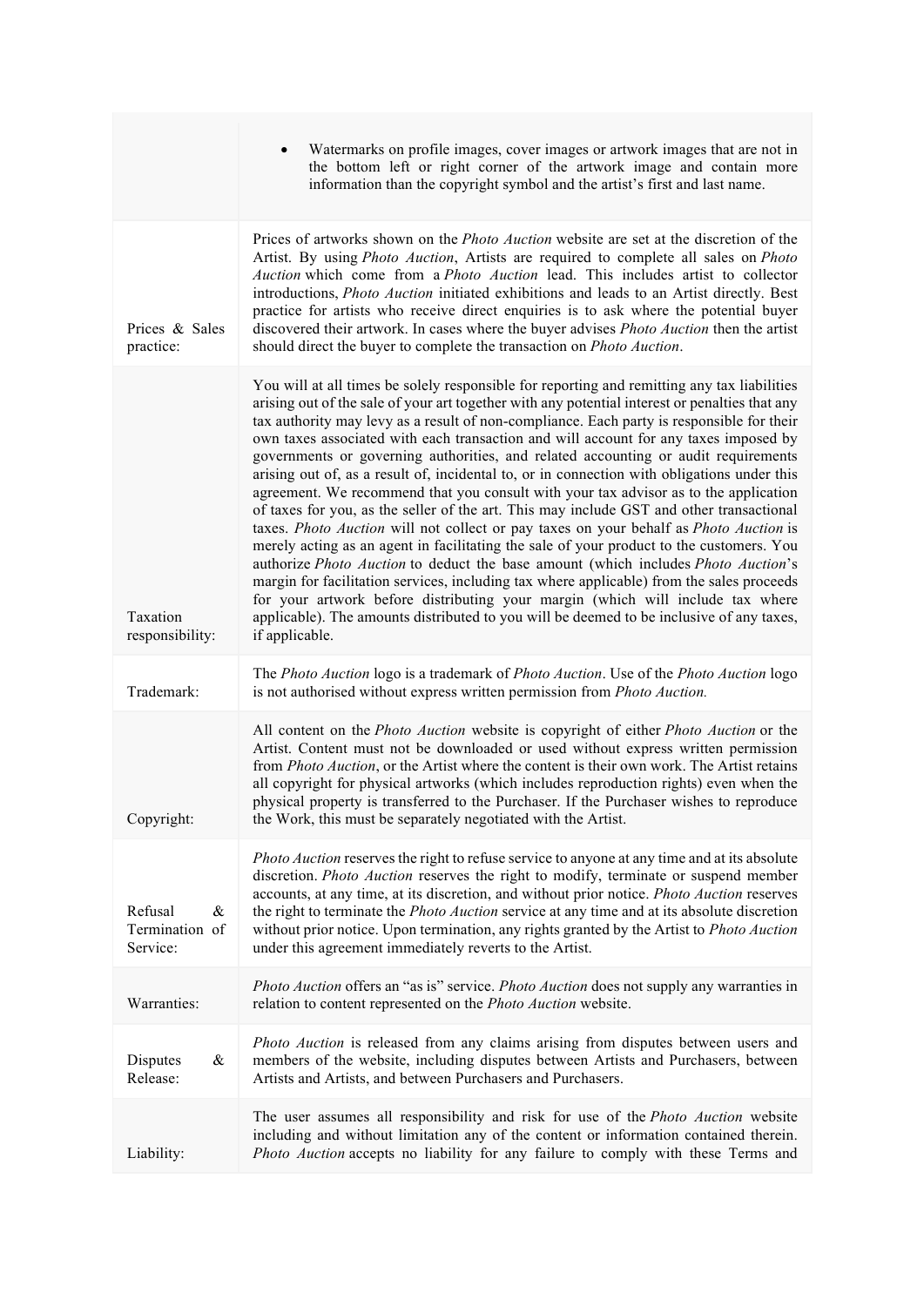| | |
|---|---|
| | • Watermarks on profile images, cover images or artwork images that are not in the bottom left or right corner of the artwork image and contain more information than the copyright symbol and the artist's first and last name. |
| Prices & Sales practice: | Prices of artworks shown on the *Photo Auction* website are set at the discretion of the Artist. By using *Photo Auction*, Artists are required to complete all sales on *Photo Auction* which come from a *Photo Auction* lead. This includes artist to collector introductions, *Photo Auction* initiated exhibitions and leads to an Artist directly. Best practice for artists who receive direct enquiries is to ask where the potential buyer discovered their artwork. In cases where the buyer advises *Photo Auction* then the artist should direct the buyer to complete the transaction on *Photo Auction*. |
| Taxation responsibility: | You will at all times be solely responsible for reporting and remitting any tax liabilities arising out of the sale of your art together with any potential interest or penalties that any tax authority may levy as a result of non-compliance. Each party is responsible for their own taxes associated with each transaction and will account for any taxes imposed by governments or governing authorities, and related accounting or audit requirements arising out of, as a result of, incidental to, or in connection with obligations under this agreement. We recommend that you consult with your tax advisor as to the application of taxes for you, as the seller of the art. This may include GST and other transactional taxes. *Photo Auction* will not collect or pay taxes on your behalf as *Photo Auction* is merely acting as an agent in facilitating the sale of your product to the customers. You authorize *Photo Auction* to deduct the base amount (which includes *Photo Auction*'s margin for facilitation services, including tax where applicable) from the sales proceeds for your artwork before distributing your margin (which will include tax where applicable). The amounts distributed to you will be deemed to be inclusive of any taxes, if applicable. |
| Trademark: | The *Photo Auction* logo is a trademark of *Photo Auction*. Use of the *Photo Auction* logo is not authorised without express written permission from *Photo Auction.* |
| Copyright: | All content on the *Photo Auction* website is copyright of either *Photo Auction* or the Artist. Content must not be downloaded or used without express written permission from *Photo Auction*, or the Artist where the content is their own work. The Artist retains all copyright for physical artworks (which includes reproduction rights) even when the physical property is transferred to the Purchaser. If the Purchaser wishes to reproduce the Work, this must be separately negotiated with the Artist. |
| Refusal & Termination of Service: | *Photo Auction* reserves the right to refuse service to anyone at any time and at its absolute discretion. *Photo Auction* reserves the right to modify, terminate or suspend member accounts, at any time, at its discretion, and without prior notice. *Photo Auction* reserves the right to terminate the *Photo Auction* service at any time and at its absolute discretion without prior notice. Upon termination, any rights granted by the Artist to *Photo Auction* under this agreement immediately reverts to the Artist. |
| Warranties: | *Photo Auction* offers an "as is" service. *Photo Auction* does not supply any warranties in relation to content represented on the *Photo Auction* website. |
| Disputes & Release: | *Photo Auction* is released from any claims arising from disputes between users and members of the website, including disputes between Artists and Purchasers, between Artists and Artists, and between Purchasers and Purchasers. |
| Liability: | The user assumes all responsibility and risk for use of the *Photo Auction* website including and without limitation any of the content or information contained therein. *Photo Auction* accepts no liability for any failure to comply with these Terms and |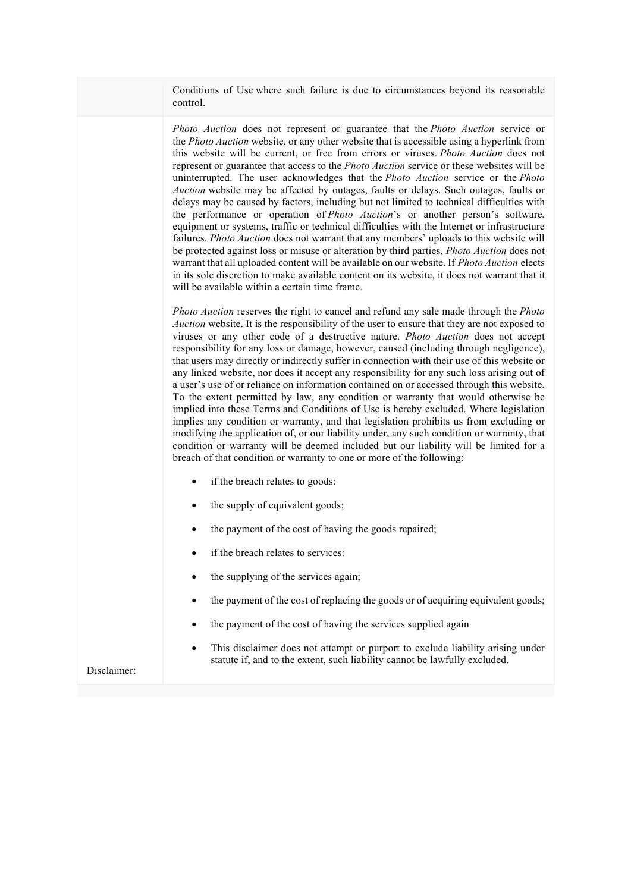| | |
|---|---|
| | Conditions of Use where such failure is due to circumstances beyond its reasonable control. |
| Disclaimer: | *Photo Auction* does not represent or guarantee that the *Photo Auction* service or the *Photo Auction* website, or any other website that is accessible using a hyperlink from this website will be current, or free from errors or viruses. *Photo Auction* does not represent or guarantee that access to the *Photo Auction* service or these websites will be uninterrupted. The user acknowledges that the *Photo Auction* service or the *Photo Auction* website may be affected by outages, faults or delays. Such outages, faults or delays may be caused by factors, including but not limited to technical difficulties with the performance or operation of *Photo Auction*'s or another person's software, equipment or systems, traffic or technical difficulties with the Internet or infrastructure failures. *Photo Auction* does not warrant that any members' uploads to this website will be protected against loss or misuse or alteration by third parties. *Photo Auction* does not warrant that all uploaded content will be available on our website. If *Photo Auction* elects in its sole discretion to make available content on its website, it does not warrant that it will be available within a certain time frame.<br><br>*Photo Auction* reserves the right to cancel and refund any sale made through the *Photo Auction* website. It is the responsibility of the user to ensure that they are not exposed to viruses or any other code of a destructive nature. *Photo Auction* does not accept responsibility for any loss or damage, however, caused (including through negligence), that users may directly or indirectly suffer in connection with their use of this website or any linked website, nor does it accept any responsibility for any such loss arising out of a user's use of or reliance on information contained on or accessed through this website. To the extent permitted by law, any condition or warranty that would otherwise be implied into these Terms and Conditions of Use is hereby excluded. Where legislation implies any condition or warranty, and that legislation prohibits us from excluding or modifying the application of, or our liability under, any such condition or warranty, that condition or warranty will be deemed included but our liability will be limited for a breach of that condition or warranty to one or more of the following:<br><br>• if the breach relates to goods:<br>• the supply of equivalent goods;<br>• the payment of the cost of having the goods repaired;<br>• if the breach relates to services:<br>• the supplying of the services again;<br>• the payment of the cost of replacing the goods or of acquiring equivalent goods;<br>• the payment of the cost of having the services supplied again<br>• This disclaimer does not attempt or purport to exclude liability arising under statute if, and to the extent, such liability cannot be lawfully excluded. |